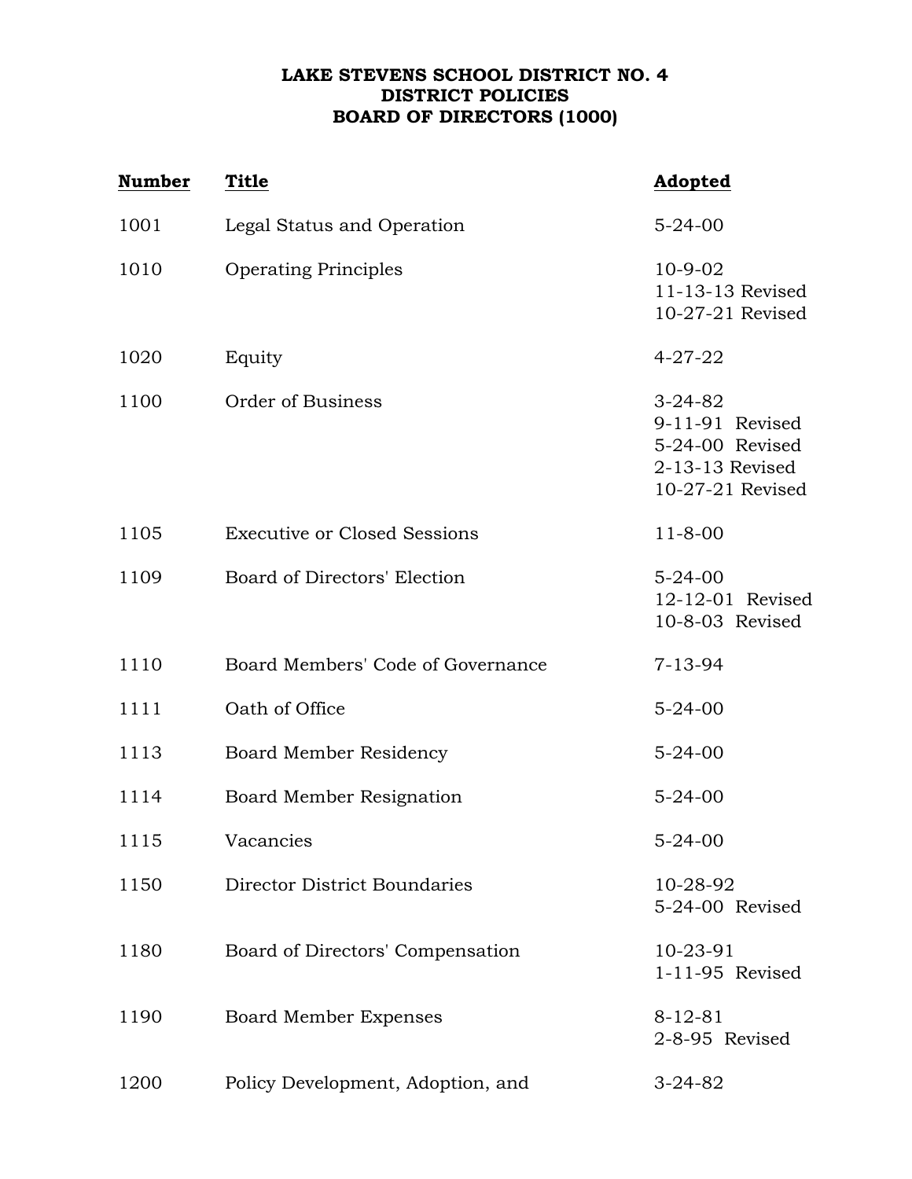**LAKE STEVENS SCHOOL DISTRICT NO. 4**
**DISTRICT POLICIES**
**BOARD OF DIRECTORS (1000)**

| Number | Title | Adopted |
|---|---|---|
| 1001 | Legal Status and Operation | 5-24-00 |
| 1010 | Operating Principles | 10-9-02<br>11-13-13 Revised<br>10-27-21 Revised |
| 1020 | Equity | 4-27-22 |
| 1100 | Order of Business | 3-24-82<br>9-11-91 Revised<br>5-24-00 Revised<br>2-13-13 Revised<br>10-27-21 Revised |
| 1105 | Executive or Closed Sessions | 11-8-00 |
| 1109 | Board of Directors' Election | 5-24-00<br>12-12-01 Revised<br>10-8-03 Revised |
| 1110 | Board Members' Code of Governance | 7-13-94 |
| 1111 | Oath of Office | 5-24-00 |
| 1113 | Board Member Residency | 5-24-00 |
| 1114 | Board Member Resignation | 5-24-00 |
| 1115 | Vacancies | 5-24-00 |
| 1150 | Director District Boundaries | 10-28-92<br>5-24-00 Revised |
| 1180 | Board of Directors' Compensation | 10-23-91<br>1-11-95 Revised |
| 1190 | Board Member Expenses | 8-12-81<br>2-8-95 Revised |
| 1200 | Policy Development, Adoption, and | 3-24-82 |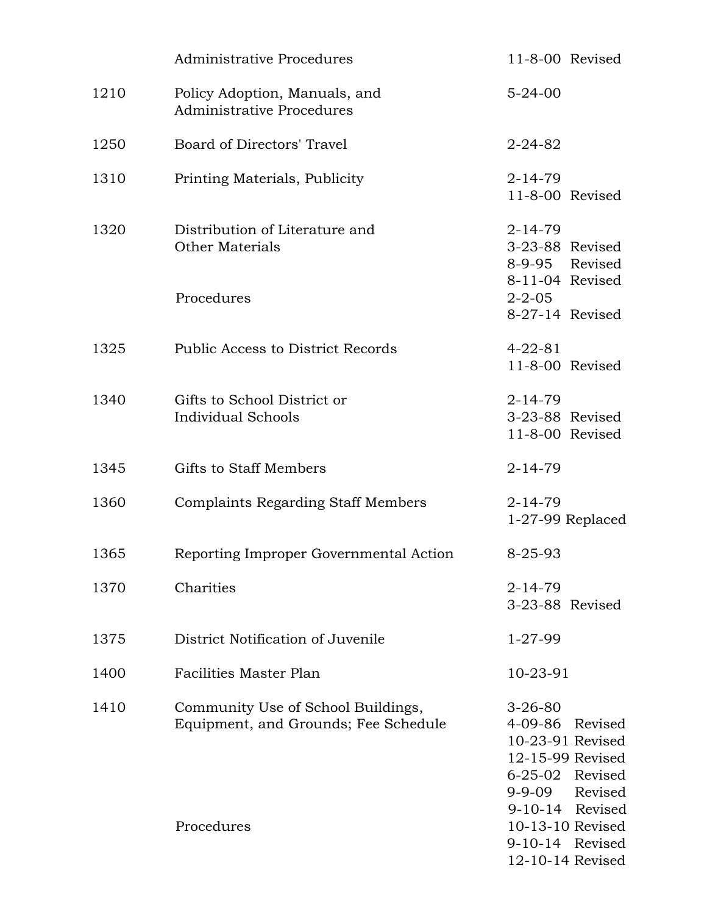| | | |
|---|---|---|
| | Administrative Procedures | 11-8-00 Revised |
| 1210 | Policy Adoption, Manuals, and Administrative Procedures | 5-24-00 |
| 1250 | Board of Directors' Travel | 2-24-82 |
| 1310 | Printing Materials, Publicity | 2-14-79<br>11-8-00 Revised |
| 1320 | Distribution of Literature and Other Materials | 2-14-79<br>3-23-88 Revised<br>8-9-95 Revised<br>8-11-04 Revised |
| | Procedures | 2-2-05<br>8-27-14 Revised |
| 1325 | Public Access to District Records | 4-22-81<br>11-8-00 Revised |
| 1340 | Gifts to School District or Individual Schools | 2-14-79<br>3-23-88 Revised<br>11-8-00 Revised |
| 1345 | Gifts to Staff Members | 2-14-79 |
| 1360 | Complaints Regarding Staff Members | 2-14-79<br>1-27-99 Replaced |
| 1365 | Reporting Improper Governmental Action | 8-25-93 |
| 1370 | Charities | 2-14-79<br>3-23-88 Revised |
| 1375 | District Notification of Juvenile | 1-27-99 |
| 1400 | Facilities Master Plan | 10-23-91 |
| 1410 | Community Use of School Buildings, Equipment, and Grounds; Fee Schedule | 3-26-80<br>4-09-86 Revised<br>10-23-91 Revised<br>12-15-99 Revised<br>6-25-02 Revised<br>9-9-09 Revised<br>9-10-14 Revised |
| | Procedures | 10-13-10 Revised<br>9-10-14 Revised<br>12-10-14 Revised |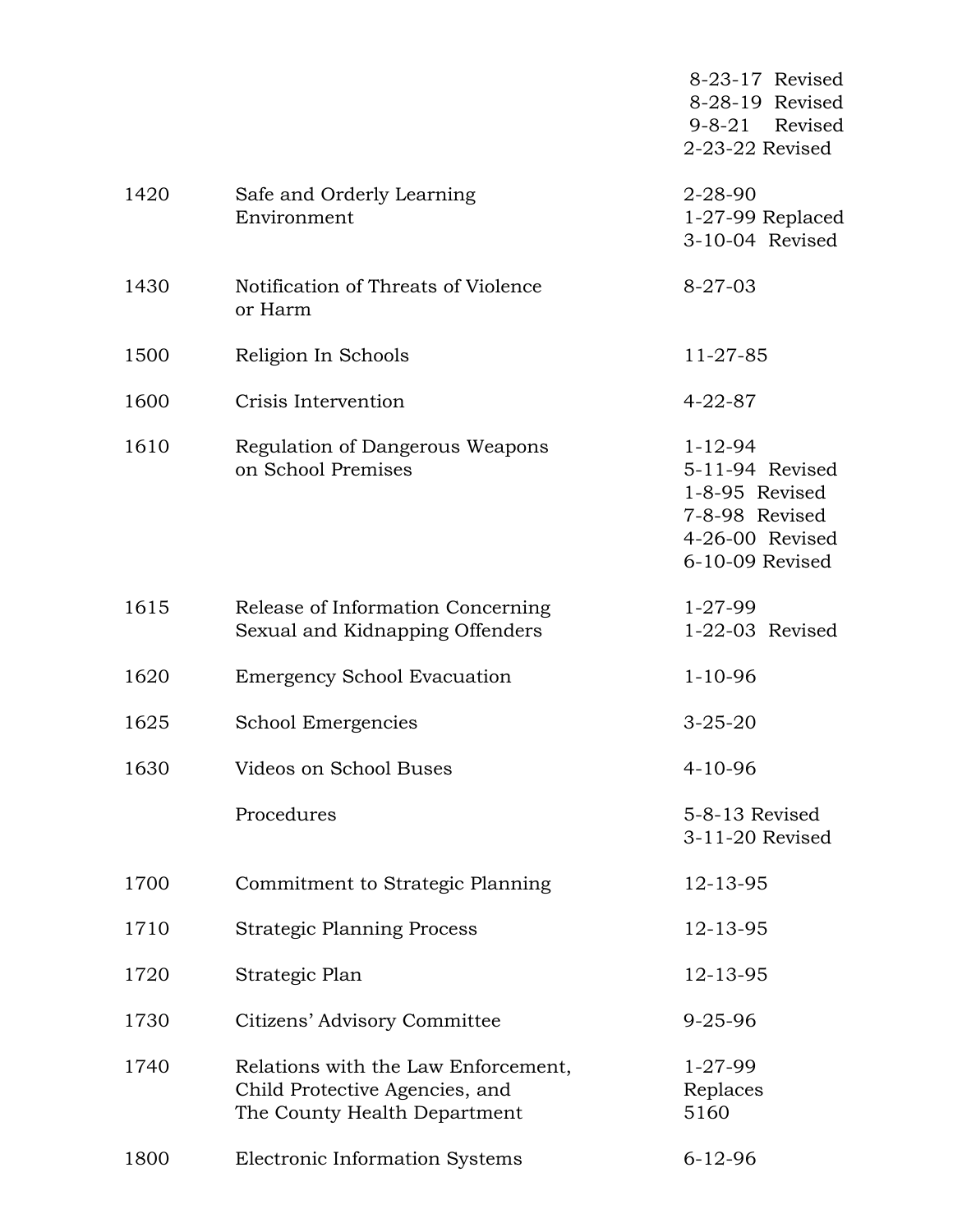| | | |
|---|---|---|
| | | 8-23-17 Revised<br>8-28-19 Revised<br>9-8-21 Revised<br>2-23-22 Revised |
| 1420 | Safe and Orderly Learning Environment | 2-28-90<br>1-27-99 Replaced<br>3-10-04 Revised |
| 1430 | Notification of Threats of Violence or Harm | 8-27-03 |
| 1500 | Religion In Schools | 11-27-85 |
| 1600 | Crisis Intervention | 4-22-87 |
| 1610 | Regulation of Dangerous Weapons on School Premises | 1-12-94<br>5-11-94 Revised<br>1-8-95 Revised<br>7-8-98 Revised<br>4-26-00 Revised<br>6-10-09 Revised |
| 1615 | Release of Information Concerning Sexual and Kidnapping Offenders | 1-27-99<br>1-22-03 Revised |
| 1620 | Emergency School Evacuation | 1-10-96 |
| 1625 | School Emergencies | 3-25-20 |
| 1630 | Videos on School Buses | 4-10-96 |
| | Procedures | 5-8-13 Revised<br>3-11-20 Revised |
| 1700 | Commitment to Strategic Planning | 12-13-95 |
| 1710 | Strategic Planning Process | 12-13-95 |
| 1720 | Strategic Plan | 12-13-95 |
| 1730 | Citizens' Advisory Committee | 9-25-96 |
| 1740 | Relations with the Law Enforcement, Child Protective Agencies, and The County Health Department | 1-27-99<br>Replaces<br>5160 |
| 1800 | Electronic Information Systems | 6-12-96 |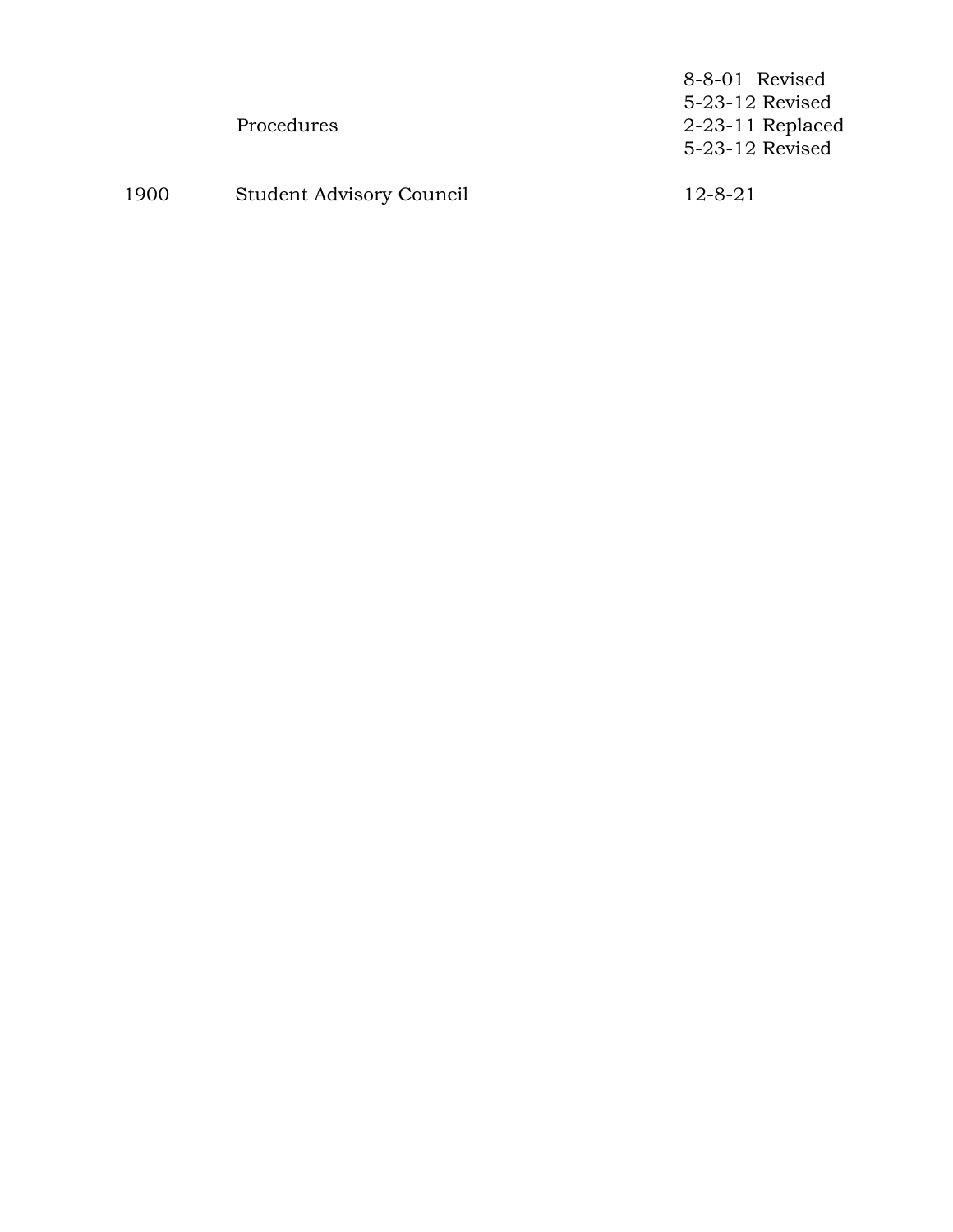| | | |
|---|---|---|
| | Procedures | 8-8-01 Revised<br>5-23-12 Revised<br>2-23-11 Replaced<br>5-23-12 Revised |
| 1900 | Student Advisory Council | 12-8-21 |